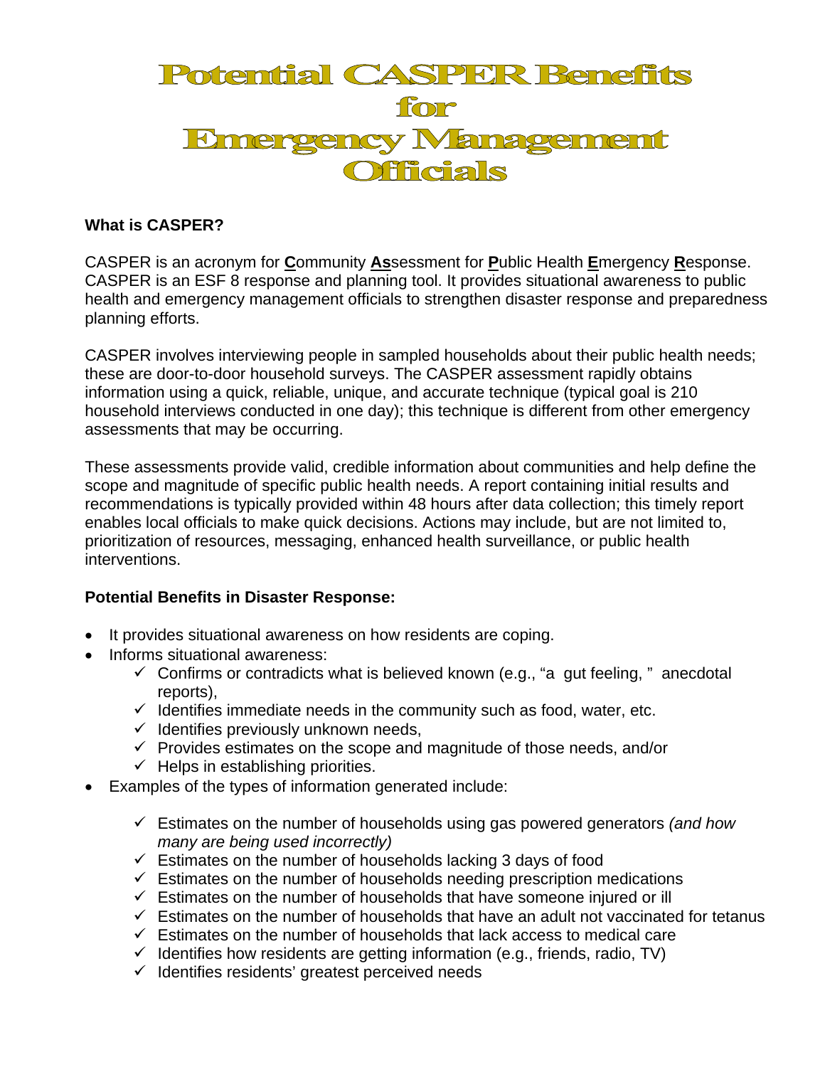# Potential CASPER Benefits for Emergency Management Officials

**What is CASPER?**

CASPER is an acronym for **C**ommunity **As**sessment for **P**ublic Health **E**mergency **R**esponse. CASPER is an ESF 8 response and planning tool. It provides situational awareness to public health and emergency management officials to strengthen disaster response and preparedness planning efforts.

CASPER involves interviewing people in sampled households about their public health needs; these are door-to-door household surveys. The CASPER assessment rapidly obtains information using a quick, reliable, unique, and accurate technique (typical goal is 210 household interviews conducted in one day); this technique is different from other emergency assessments that may be occurring.

These assessments provide valid, credible information about communities and help define the scope and magnitude of specific public health needs. A report containing initial results and recommendations is typically provided within 48 hours after data collection; this timely report enables local officials to make quick decisions. Actions may include, but are not limited to, prioritization of resources, messaging, enhanced health surveillance, or public health interventions.

**Potential Benefits in Disaster Response:**

- It provides situational awareness on how residents are coping.
- Informs situational awareness:
  - ✓ Confirms or contradicts what is believed known (e.g., "a gut feeling," anecdotal reports),
  - ✓ Identifies immediate needs in the community such as food, water, etc.
  - ✓ Identifies previously unknown needs,
  - ✓ Provides estimates on the scope and magnitude of those needs, and/or
  - ✓ Helps in establishing priorities.
- Examples of the types of information generated include:
  - ✓ Estimates on the number of households using gas powered generators *(and how many are being used incorrectly)*
  - ✓ Estimates on the number of households lacking 3 days of food
  - ✓ Estimates on the number of households needing prescription medications
  - ✓ Estimates on the number of households that have someone injured or ill
  - ✓ Estimates on the number of households that have an adult not vaccinated for tetanus
  - ✓ Estimates on the number of households that lack access to medical care
  - ✓ Identifies how residents are getting information (e.g., friends, radio, TV)
  - ✓ Identifies residents' greatest perceived needs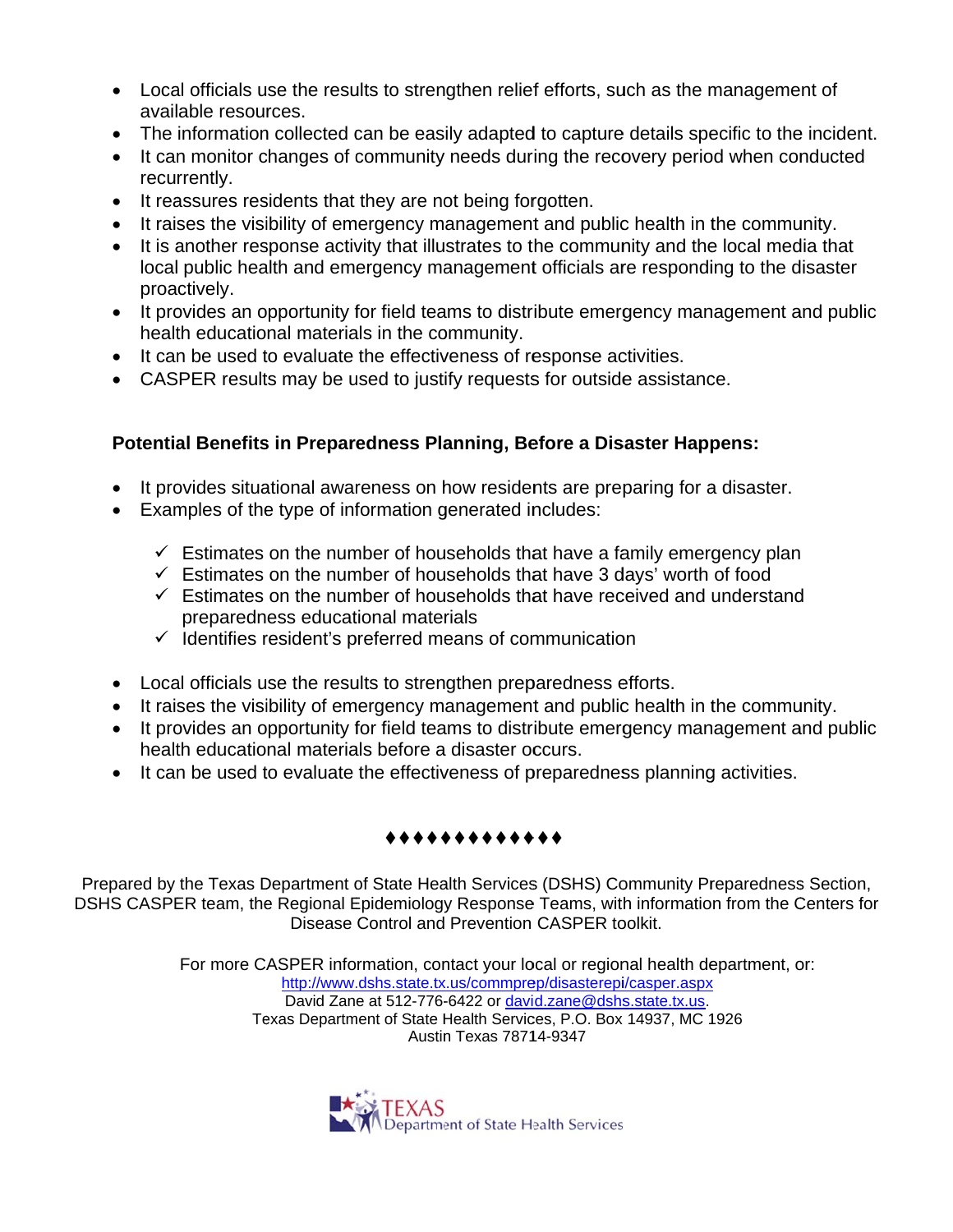- Local officials use the results to strengthen relief efforts, such as the management of available resources.
- The information collected can be easily adapted to capture details specific to the incident.
- It can monitor changes of community needs during the recovery period when conducted recurrently.
- It reassures residents that they are not being forgotten.
- It raises the visibility of emergency management and public health in the community.
- It is another response activity that illustrates to the community and the local media that local public health and emergency management officials are responding to the disaster proactively.
- It provides an opportunity for field teams to distribute emergency management and public health educational materials in the community.
- It can be used to evaluate the effectiveness of response activities.
- CASPER results may be used to justify requests for outside assistance.

**Potential Benefits in Preparedness Planning, Before a Disaster Happens:**

- It provides situational awareness on how residents are preparing for a disaster.
- Examples of the type of information generated includes:
  - ✓ Estimates on the number of households that have a family emergency plan
  - ✓ Estimates on the number of households that have 3 days' worth of food
  - ✓ Estimates on the number of households that have received and understand preparedness educational materials
  - ✓ Identifies resident's preferred means of communication
- Local officials use the results to strengthen preparedness efforts.
- It raises the visibility of emergency management and public health in the community.
- It provides an opportunity for field teams to distribute emergency management and public health educational materials before a disaster occurs.
- It can be used to evaluate the effectiveness of preparedness planning activities.

♦♦♦♦♦♦♦♦♦♦♦♦♦

Prepared by the Texas Department of State Health Services (DSHS) Community Preparedness Section, DSHS CASPER team, the Regional Epidemiology Response Teams, with information from the Centers for Disease Control and Prevention CASPER toolkit.

For more CASPER information, contact your local or regional health department, or:
http://www.dshs.state.tx.us/commprep/disasterepi/casper.aspx
David Zane at 512-776-6422 or david.zane@dshs.state.tx.us.
Texas Department of State Health Services, P.O. Box 14937, MC 1926
Austin Texas 78714-9347

TEXAS Department of State Health Services